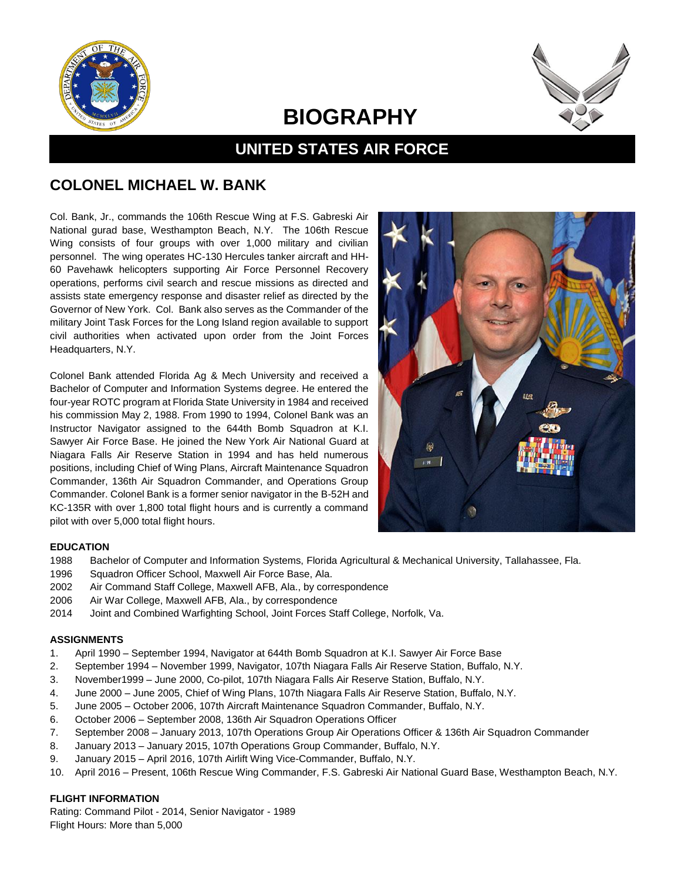# BIOGRAPHY

## UNITED STATES AIR FORCE

## COLONEL MICHAEL W. BANK

Col. Bank, Jr., commands the 106th Rescue Wing at F.S. Gabreski Air National gurad base, Westhampton Beach, N.Y. The 106th Rescue Wing consists of four groups with over 1,000 military and civilian personnel. The wing operates HC-130 Hercules tanker aircraft and HH-60 Pavehawk helicopters supporting Air Force Personnel Recovery operations, performs civil search and rescue missions as directed and assists state emergency response and disaster relief as directed by the Governor of New York. Col. Bank also serves as the Commander of the military Joint Task Forces for the Long Island region available to support civil authorities when activated upon order from the Joint Forces Headquarters, N.Y.

Colonel Bank attended Florida Ag & Mech University and received a Bachelor of Computer and Information Systems degree. He entered the four-year ROTC program at Florida State University in 1984 and received his commission May 2, 1988. From 1990 to 1994, Colonel Bank was an Instructor Navigator assigned to the 644th Bomb Squadron at K.I. Sawyer Air Force Base. He joined the New York Air National Guard at Niagara Falls Air Reserve Station in 1994 and has held numerous positions, including Chief of Wing Plans, Aircraft Maintenance Squadron Commander, 136th Air Squadron Commander, and Operations Group Commander. Colonel Bank is a former senior navigator in the B-52H and KC-135R with over 1,800 total flight hours and is currently a command pilot with over 5,000 total flight hours.

### EDUCATION

1988 Bachelor of Computer and Information Systems, Florida Agricultural & Mechanical University, Tallahassee, Fla.
1996 Squadron Officer School, Maxwell Air Force Base, Ala.
2002 Air Command Staff College, Maxwell AFB, Ala., by correspondence
2006 Air War College, Maxwell AFB, Ala., by correspondence
2014 Joint and Combined Warfighting School, Joint Forces Staff College, Norfolk, Va.

### ASSIGNMENTS

1. April 1990 – September 1994, Navigator at 644th Bomb Squadron at K.I. Sawyer Air Force Base
2. September 1994 – November 1999, Navigator, 107th Niagara Falls Air Reserve Station, Buffalo, N.Y.
3. November1999 – June 2000, Co-pilot, 107th Niagara Falls Air Reserve Station, Buffalo, N.Y.
4. June 2000 – June 2005, Chief of Wing Plans, 107th Niagara Falls Air Reserve Station, Buffalo, N.Y.
5. June 2005 – October 2006, 107th Aircraft Maintenance Squadron Commander, Buffalo, N.Y.
6. October 2006 – September 2008, 136th Air Squadron Operations Officer
7. September 2008 – January 2013, 107th Operations Group Air Operations Officer & 136th Air Squadron Commander
8. January 2013 – January 2015, 107th Operations Group Commander, Buffalo, N.Y.
9. January 2015 – April 2016, 107th Airlift Wing Vice-Commander, Buffalo, N.Y.
10. April 2016 – Present, 106th Rescue Wing Commander, F.S. Gabreski Air National Guard Base, Westhampton Beach, N.Y.

### FLIGHT INFORMATION

Rating: Command Pilot - 2014, Senior Navigator - 1989
Flight Hours: More than 5,000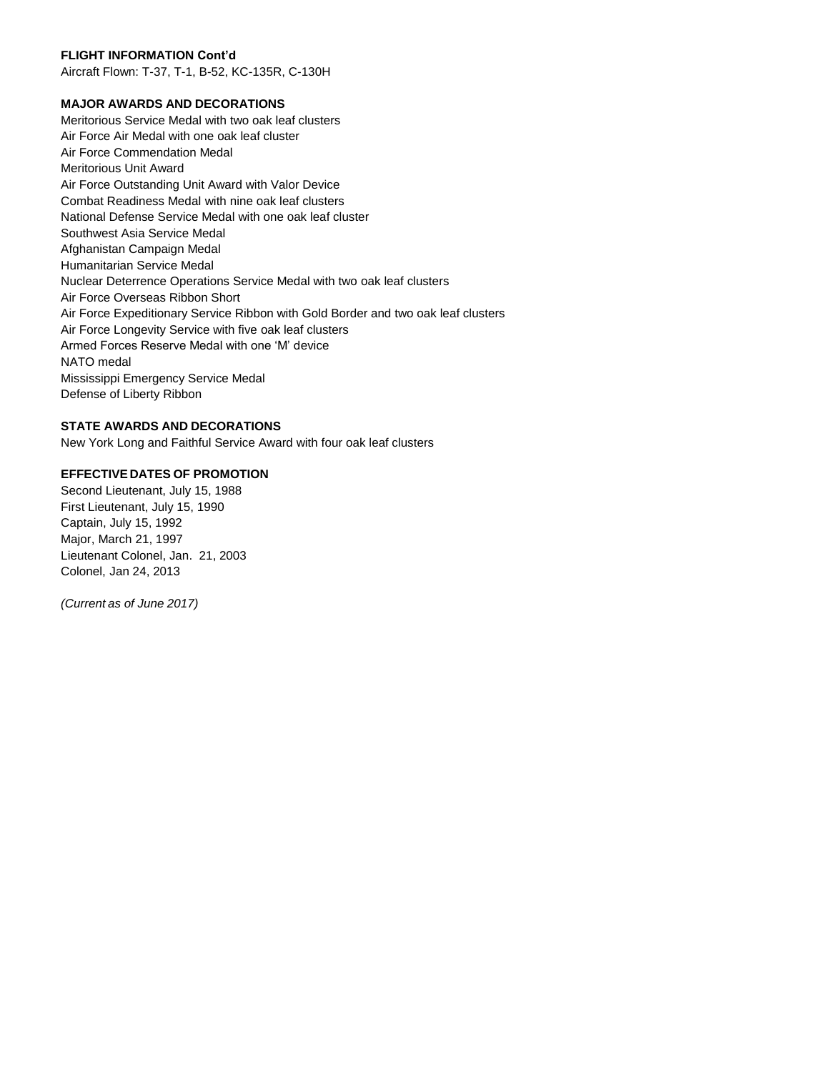### FLIGHT INFORMATION Cont'd

Aircraft Flown: T-37, T-1, B-52, KC-135R, C-130H

### MAJOR AWARDS AND DECORATIONS

Meritorious Service Medal with two oak leaf clusters
Air Force Air Medal with one oak leaf cluster
Air Force Commendation Medal
Meritorious Unit Award
Air Force Outstanding Unit Award with Valor Device
Combat Readiness Medal with nine oak leaf clusters
National Defense Service Medal with one oak leaf cluster
Southwest Asia Service Medal
Afghanistan Campaign Medal
Humanitarian Service Medal
Nuclear Deterrence Operations Service Medal with two oak leaf clusters
Air Force Overseas Ribbon Short
Air Force Expeditionary Service Ribbon with Gold Border and two oak leaf clusters
Air Force Longevity Service with five oak leaf clusters
Armed Forces Reserve Medal with one 'M' device
NATO medal
Mississippi Emergency Service Medal
Defense of Liberty Ribbon

### STATE AWARDS AND DECORATIONS

New York Long and Faithful Service Award with four oak leaf clusters

### EFFECTIVE DATES OF PROMOTION

Second Lieutenant, July 15, 1988
First Lieutenant, July 15, 1990
Captain, July 15, 1992
Major, March 21, 1997
Lieutenant Colonel, Jan. 21, 2003
Colonel, Jan 24, 2013

*(Current as of June 2017)*